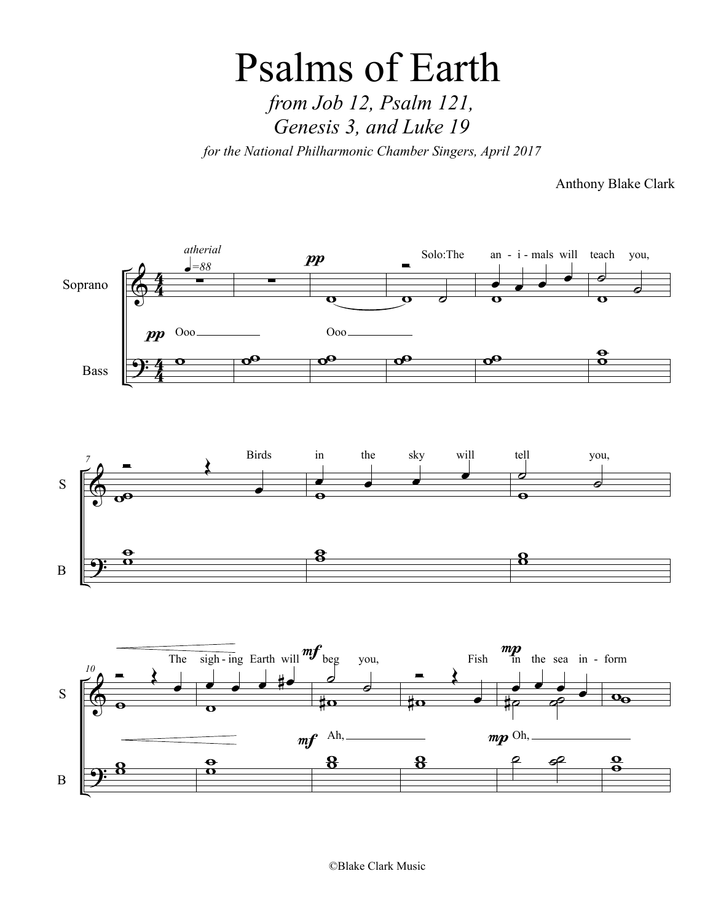# Psalms of Earth

*from Job 12, Psalm 121,*
*Genesis 3, and Luke 19*

*for the National Philharmonic Chamber Singers, April 2017*

Anthony Blake Clark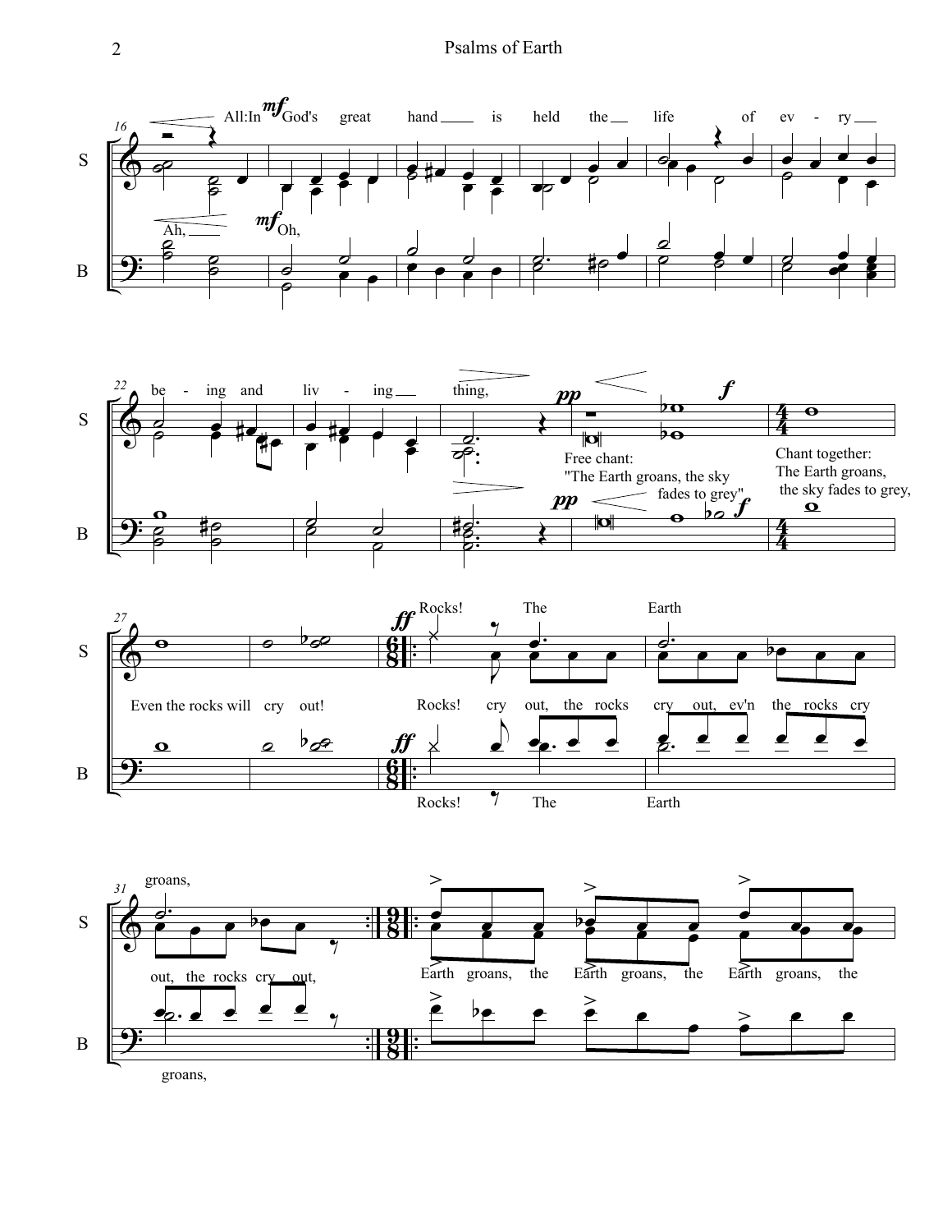All: In God's great hand is held the life of ev - ry be - ing and liv - ing thing,

Ah, Oh,

Free chant:
"The Earth groans, the sky fades to grey"

Chant together:
The Earth groans, the sky fades to grey,

Even the rocks will cry out!

Rocks! The Earth groans,

Rocks! cry out, the rocks cry out, ev'n the rocks cry out, the rocks cry out,

Rocks! The Earth groans,

Earth groans, the Earth groans, the Earth groans, the